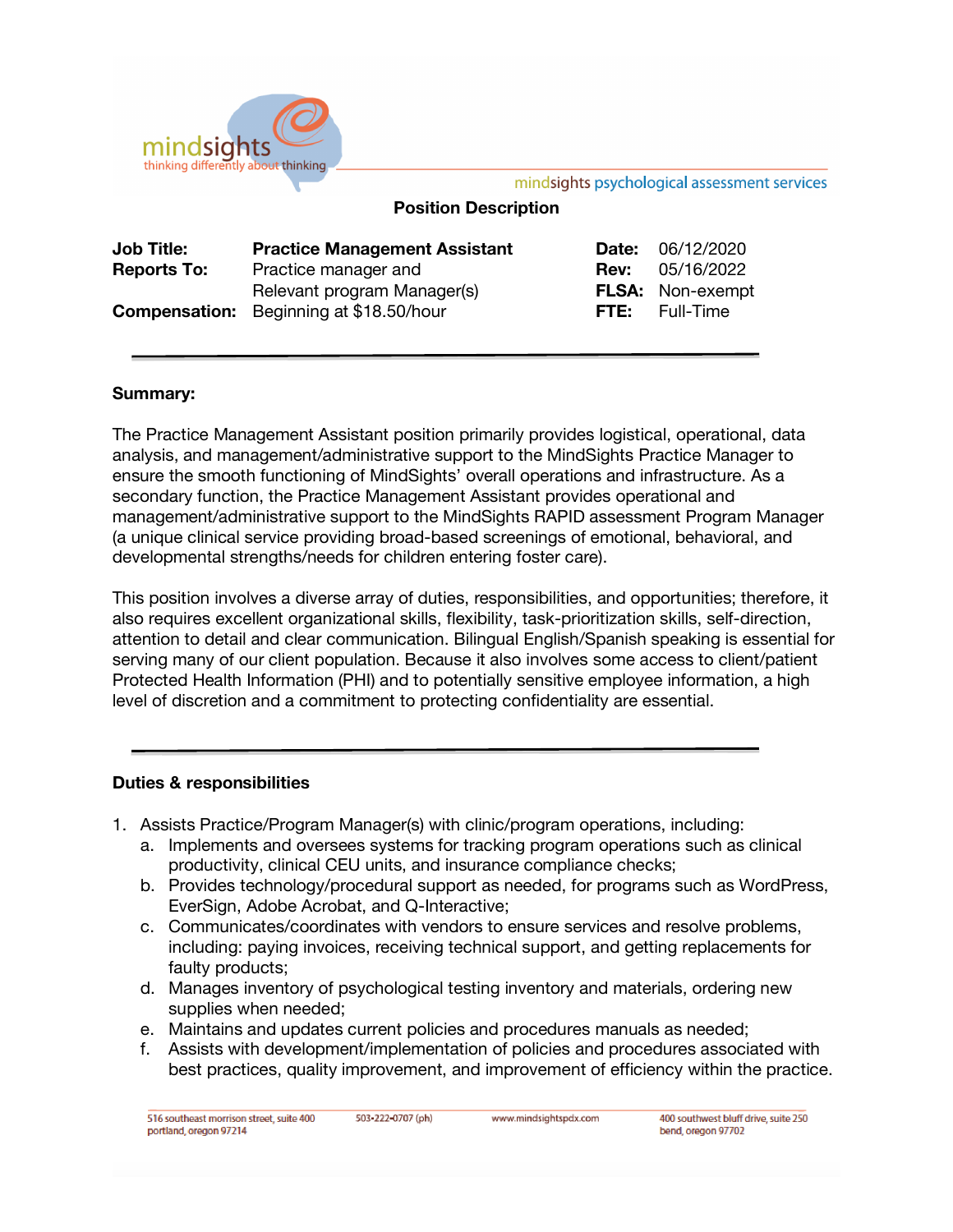mindsights psychological assessment services

## Position Description

| | | | |
|---|---|---|---|
| **Job Title:** | **Practice Management Assistant** | **Date:** | 06/12/2020 |
| **Reports To:** | Practice manager and Relevant program Manager(s) | **Rev:** | 05/16/2022 |
| | | **FLSA:** | Non-exempt |
| **Compensation:** | Beginning at $18.50/hour | **FTE:** | Full-Time |

---

### Summary:

The Practice Management Assistant position primarily provides logistical, operational, data analysis, and management/administrative support to the MindSights Practice Manager to ensure the smooth functioning of MindSights' overall operations and infrastructure. As a secondary function, the Practice Management Assistant provides operational and management/administrative support to the MindSights RAPID assessment Program Manager (a unique clinical service providing broad-based screenings of emotional, behavioral, and developmental strengths/needs for children entering foster care).

This position involves a diverse array of duties, responsibilities, and opportunities; therefore, it also requires excellent organizational skills, flexibility, task-prioritization skills, self-direction, attention to detail and clear communication. Bilingual English/Spanish speaking is essential for serving many of our client population. Because it also involves some access to client/patient Protected Health Information (PHI) and to potentially sensitive employee information, a high level of discretion and a commitment to protecting confidentiality are essential.

---

### Duties & responsibilities

1. Assists Practice/Program Manager(s) with clinic/program operations, including:
   a. Implements and oversees systems for tracking program operations such as clinical productivity, clinical CEU units, and insurance compliance checks;
   b. Provides technology/procedural support as needed, for programs such as WordPress, EverSign, Adobe Acrobat, and Q-Interactive;
   c. Communicates/coordinates with vendors to ensure services and resolve problems, including: paying invoices, receiving technical support, and getting replacements for faulty products;
   d. Manages inventory of psychological testing inventory and materials, ordering new supplies when needed;
   e. Maintains and updates current policies and procedures manuals as needed;
   f. Assists with development/implementation of policies and procedures associated with best practices, quality improvement, and improvement of efficiency within the practice.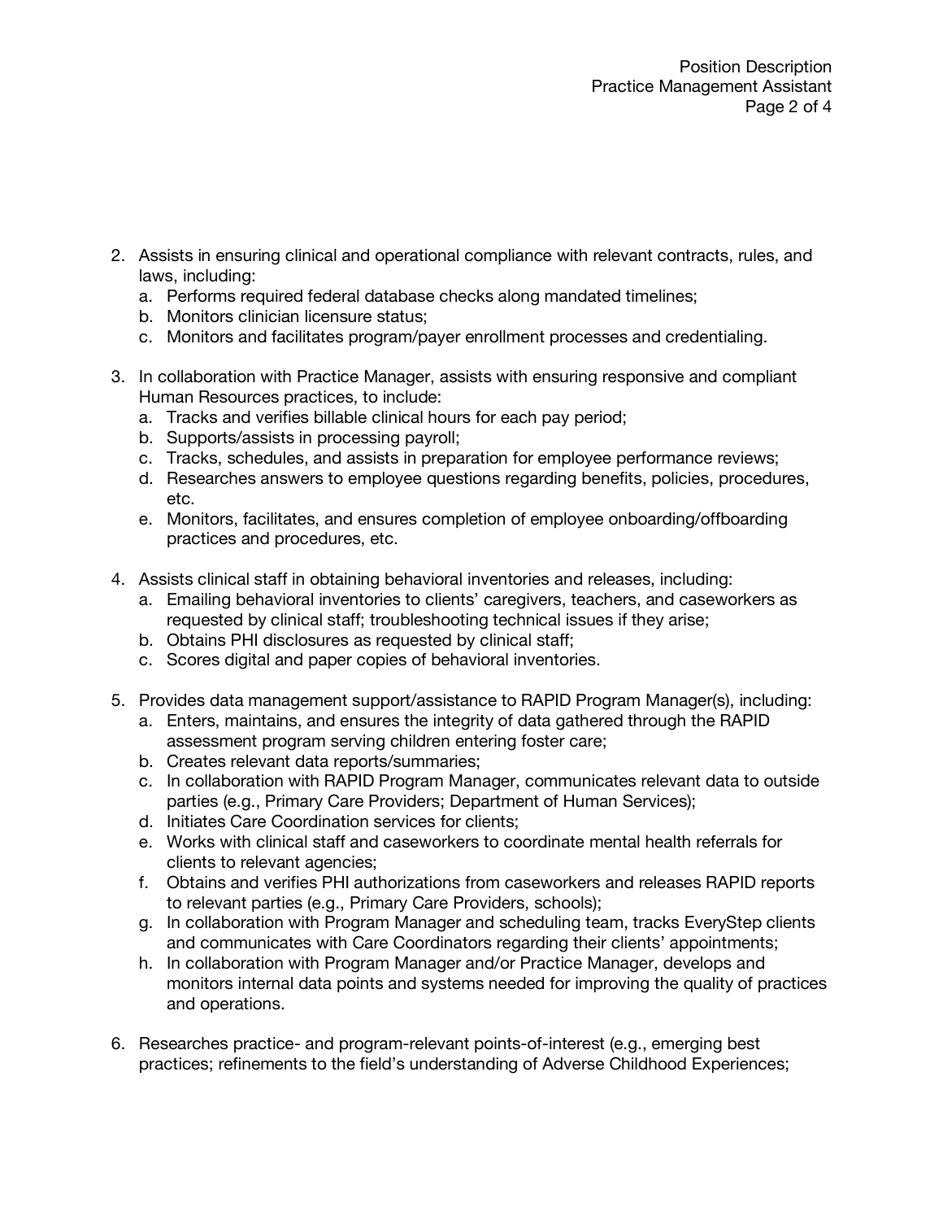2. Assists in ensuring clinical and operational compliance with relevant contracts, rules, and laws, including:
   a. Performs required federal database checks along mandated timelines;
   b. Monitors clinician licensure status;
   c. Monitors and facilitates program/payer enrollment processes and credentialing.

3. In collaboration with Practice Manager, assists with ensuring responsive and compliant Human Resources practices, to include:
   a. Tracks and verifies billable clinical hours for each pay period;
   b. Supports/assists in processing payroll;
   c. Tracks, schedules, and assists in preparation for employee performance reviews;
   d. Researches answers to employee questions regarding benefits, policies, procedures, etc.
   e. Monitors, facilitates, and ensures completion of employee onboarding/offboarding practices and procedures, etc.

4. Assists clinical staff in obtaining behavioral inventories and releases, including:
   a. Emailing behavioral inventories to clients' caregivers, teachers, and caseworkers as requested by clinical staff; troubleshooting technical issues if they arise;
   b. Obtains PHI disclosures as requested by clinical staff;
   c. Scores digital and paper copies of behavioral inventories.

5. Provides data management support/assistance to RAPID Program Manager(s), including:
   a. Enters, maintains, and ensures the integrity of data gathered through the RAPID assessment program serving children entering foster care;
   b. Creates relevant data reports/summaries;
   c. In collaboration with RAPID Program Manager, communicates relevant data to outside parties (e.g., Primary Care Providers; Department of Human Services);
   d. Initiates Care Coordination services for clients;
   e. Works with clinical staff and caseworkers to coordinate mental health referrals for clients to relevant agencies;
   f. Obtains and verifies PHI authorizations from caseworkers and releases RAPID reports to relevant parties (e.g., Primary Care Providers, schools);
   g. In collaboration with Program Manager and scheduling team, tracks EveryStep clients and communicates with Care Coordinators regarding their clients' appointments;
   h. In collaboration with Program Manager and/or Practice Manager, develops and monitors internal data points and systems needed for improving the quality of practices and operations.

6. Researches practice- and program-relevant points-of-interest (e.g., emerging best practices; refinements to the field's understanding of Adverse Childhood Experiences;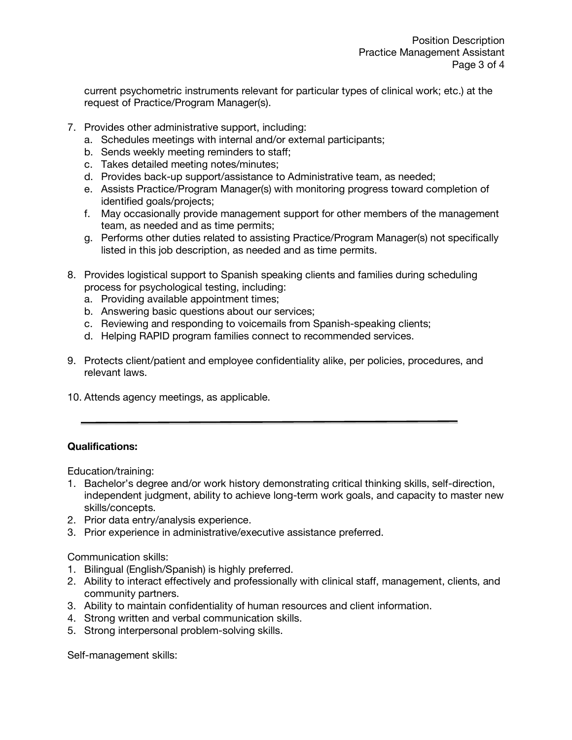current psychometric instruments relevant for particular types of clinical work; etc.) at the request of Practice/Program Manager(s).

7. Provides other administrative support, including:
   a. Schedules meetings with internal and/or external participants;
   b. Sends weekly meeting reminders to staff;
   c. Takes detailed meeting notes/minutes;
   d. Provides back-up support/assistance to Administrative team, as needed;
   e. Assists Practice/Program Manager(s) with monitoring progress toward completion of identified goals/projects;
   f. May occasionally provide management support for other members of the management team, as needed and as time permits;
   g. Performs other duties related to assisting Practice/Program Manager(s) not specifically listed in this job description, as needed and as time permits.

8. Provides logistical support to Spanish speaking clients and families during scheduling process for psychological testing, including:
   a. Providing available appointment times;
   b. Answering basic questions about our services;
   c. Reviewing and responding to voicemails from Spanish-speaking clients;
   d. Helping RAPID program families connect to recommended services.

9. Protects client/patient and employee confidentiality alike, per policies, procedures, and relevant laws.

10. Attends agency meetings, as applicable.

---

**Qualifications:**

Education/training:

1. Bachelor's degree and/or work history demonstrating critical thinking skills, self-direction, independent judgment, ability to achieve long-term work goals, and capacity to master new skills/concepts.
2. Prior data entry/analysis experience.
3. Prior experience in administrative/executive assistance preferred.

Communication skills:

1. Bilingual (English/Spanish) is highly preferred.
2. Ability to interact effectively and professionally with clinical staff, management, clients, and community partners.
3. Ability to maintain confidentiality of human resources and client information.
4. Strong written and verbal communication skills.
5. Strong interpersonal problem-solving skills.

Self-management skills: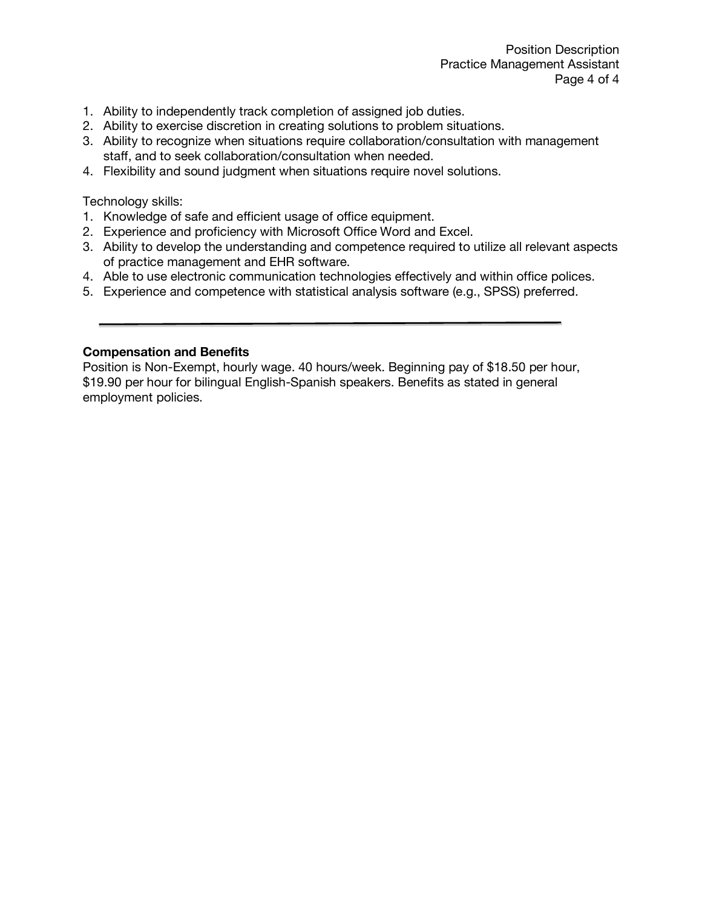1. Ability to independently track completion of assigned job duties.
2. Ability to exercise discretion in creating solutions to problem situations.
3. Ability to recognize when situations require collaboration/consultation with management staff, and to seek collaboration/consultation when needed.
4. Flexibility and sound judgment when situations require novel solutions.

Technology skills:

1. Knowledge of safe and efficient usage of office equipment.
2. Experience and proficiency with Microsoft Office Word and Excel.
3. Ability to develop the understanding and competence required to utilize all relevant aspects of practice management and EHR software.
4. Able to use electronic communication technologies effectively and within office polices.
5. Experience and competence with statistical analysis software (e.g., SPSS) preferred.

---

**Compensation and Benefits**

Position is Non-Exempt, hourly wage. 40 hours/week. Beginning pay of $18.50 per hour, $19.90 per hour for bilingual English-Spanish speakers. Benefits as stated in general employment policies.